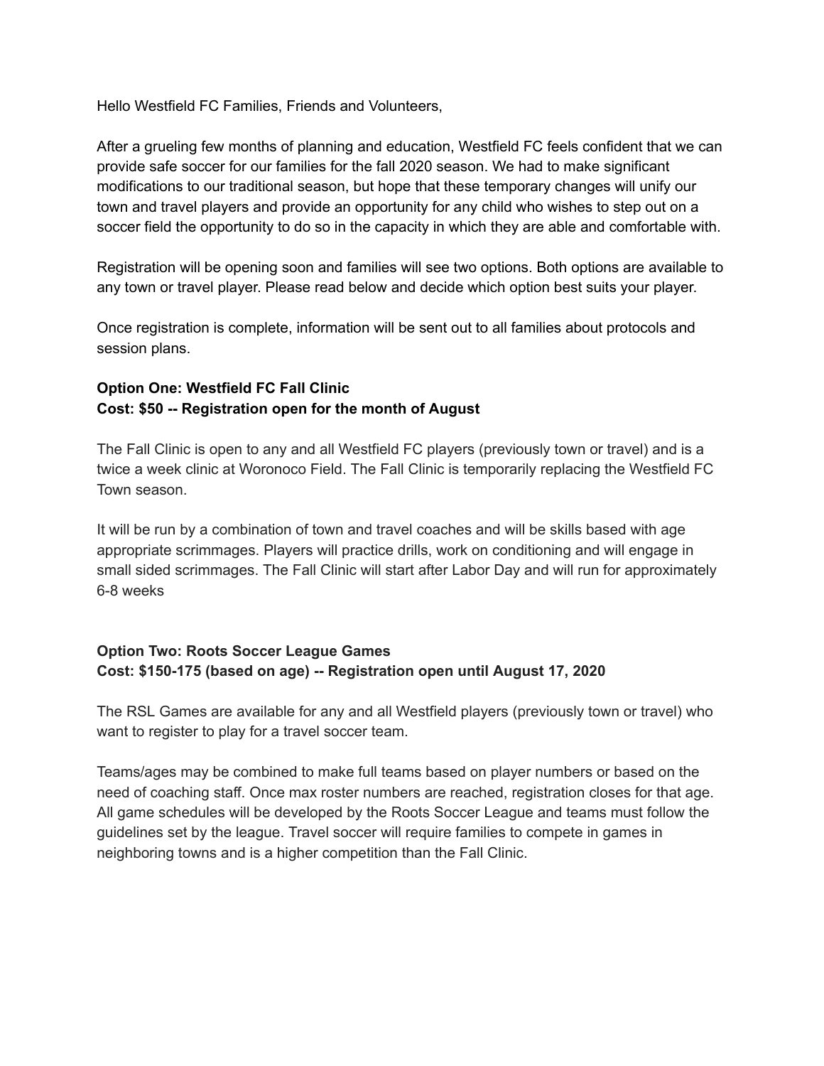Hello Westfield FC Families, Friends and Volunteers,

After a grueling few months of planning and education, Westfield FC feels confident that we can provide safe soccer for our families for the fall 2020 season. We had to make significant modifications to our traditional season, but hope that these temporary changes will unify our town and travel players and provide an opportunity for any child who wishes to step out on a soccer field the opportunity to do so in the capacity in which they are able and comfortable with.

Registration will be opening soon and families will see two options. Both options are available to any town or travel player. Please read below and decide which option best suits your player.

Once registration is complete, information will be sent out to all families about protocols and session plans.

**Option One: Westfield FC Fall Clinic**
**Cost: $50 -- Registration open for the month of August**

The Fall Clinic is open to any and all Westfield FC players (previously town or travel) and is a twice a week clinic at Woronoco Field. The Fall Clinic is temporarily replacing the Westfield FC Town season.

It will be run by a combination of town and travel coaches and will be skills based with age appropriate scrimmages. Players will practice drills, work on conditioning and will engage in small sided scrimmages. The Fall Clinic will start after Labor Day and will run for approximately 6-8 weeks

**Option Two: Roots Soccer League Games**
**Cost: $150-175 (based on age) -- Registration open until August 17, 2020**

The RSL Games are available for any and all Westfield players (previously town or travel) who want to register to play for a travel soccer team.

Teams/ages may be combined to make full teams based on player numbers or based on the need of coaching staff. Once max roster numbers are reached, registration closes for that age. All game schedules will be developed by the Roots Soccer League and teams must follow the guidelines set by the league. Travel soccer will require families to compete in games in neighboring towns and is a higher competition than the Fall Clinic.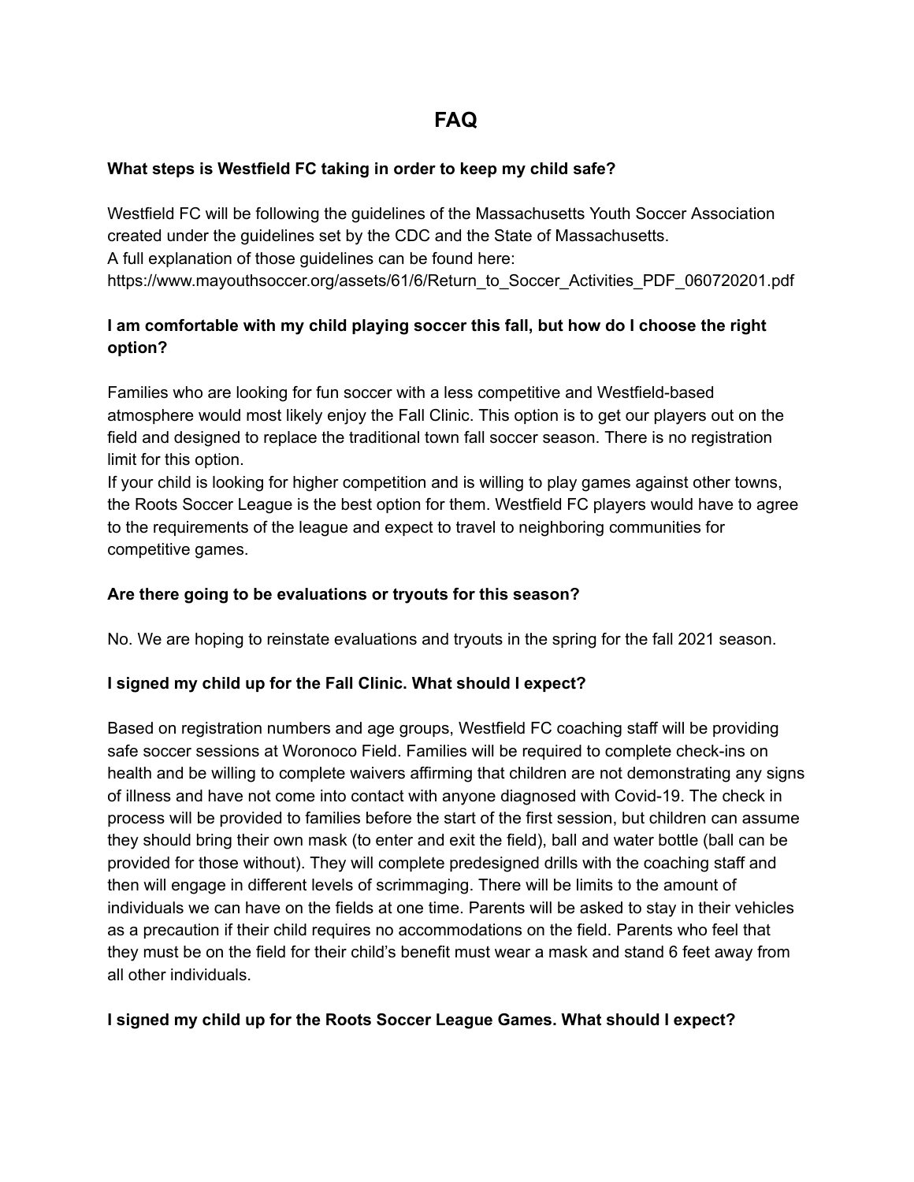# FAQ

**What steps is Westfield FC taking in order to keep my child safe?**

Westfield FC will be following the guidelines of the Massachusetts Youth Soccer Association created under the guidelines set by the CDC and the State of Massachusetts.
A full explanation of those guidelines can be found here:
https://www.mayouthsoccer.org/assets/61/6/Return_to_Soccer_Activities_PDF_060720201.pdf

**I am comfortable with my child playing soccer this fall, but how do I choose the right option?**

Families who are looking for fun soccer with a less competitive and Westfield-based atmosphere would most likely enjoy the Fall Clinic. This option is to get our players out on the field and designed to replace the traditional town fall soccer season. There is no registration limit for this option.
If your child is looking for higher competition and is willing to play games against other towns, the Roots Soccer League is the best option for them. Westfield FC players would have to agree to the requirements of the league and expect to travel to neighboring communities for competitive games.

**Are there going to be evaluations or tryouts for this season?**

No. We are hoping to reinstate evaluations and tryouts in the spring for the fall 2021 season.

**I signed my child up for the Fall Clinic. What should I expect?**

Based on registration numbers and age groups, Westfield FC coaching staff will be providing safe soccer sessions at Woronoco Field. Families will be required to complete check-ins on health and be willing to complete waivers affirming that children are not demonstrating any signs of illness and have not come into contact with anyone diagnosed with Covid-19. The check in process will be provided to families before the start of the first session, but children can assume they should bring their own mask (to enter and exit the field), ball and water bottle (ball can be provided for those without). They will complete predesigned drills with the coaching staff and then will engage in different levels of scrimmaging. There will be limits to the amount of individuals we can have on the fields at one time. Parents will be asked to stay in their vehicles as a precaution if their child requires no accommodations on the field. Parents who feel that they must be on the field for their child's benefit must wear a mask and stand 6 feet away from all other individuals.

**I signed my child up for the Roots Soccer League Games. What should I expect?**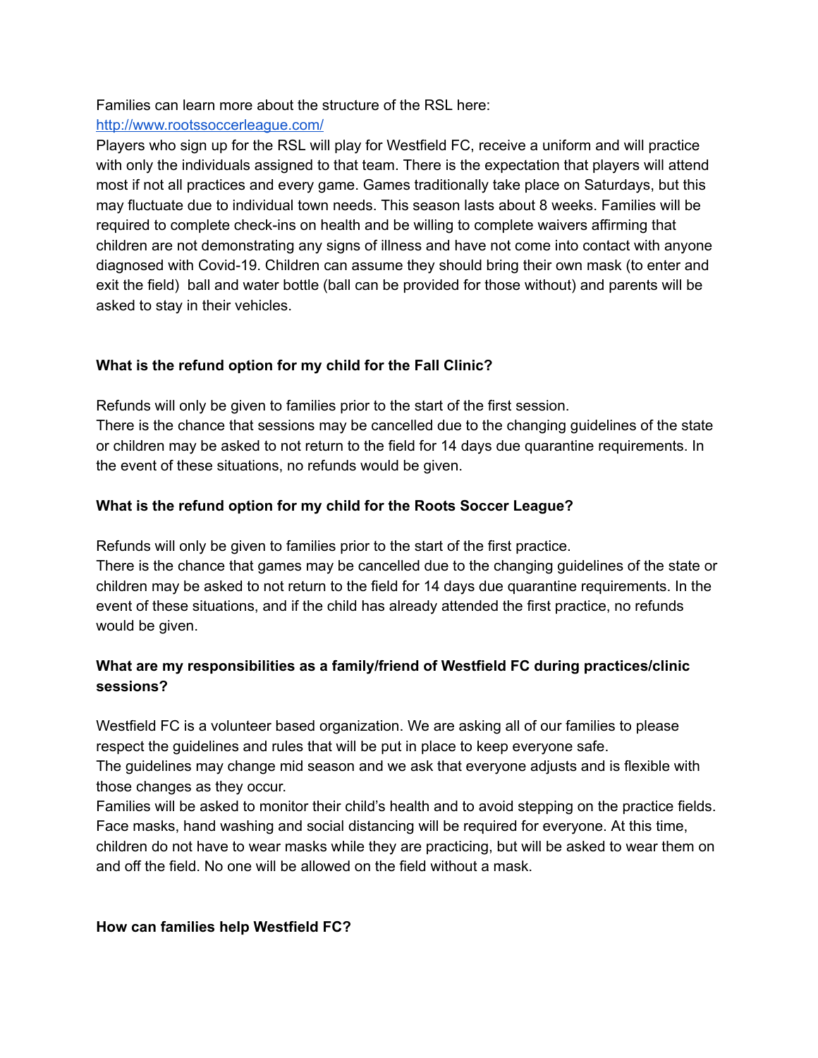Families can learn more about the structure of the RSL here:
[http://www.rootssoccerleague.com/](http://www.rootssoccerleague.com/)
Players who sign up for the RSL will play for Westfield FC, receive a uniform and will practice with only the individuals assigned to that team. There is the expectation that players will attend most if not all practices and every game. Games traditionally take place on Saturdays, but this may fluctuate due to individual town needs. This season lasts about 8 weeks. Families will be required to complete check-ins on health and be willing to complete waivers affirming that children are not demonstrating any signs of illness and have not come into contact with anyone diagnosed with Covid-19. Children can assume they should bring their own mask (to enter and exit the field) ball and water bottle (ball can be provided for those without) and parents will be asked to stay in their vehicles.

**What is the refund option for my child for the Fall Clinic?**

Refunds will only be given to families prior to the start of the first session.
There is the chance that sessions may be cancelled due to the changing guidelines of the state or children may be asked to not return to the field for 14 days due quarantine requirements. In the event of these situations, no refunds would be given.

**What is the refund option for my child for the Roots Soccer League?**

Refunds will only be given to families prior to the start of the first practice.
There is the chance that games may be cancelled due to the changing guidelines of the state or children may be asked to not return to the field for 14 days due quarantine requirements. In the event of these situations, and if the child has already attended the first practice, no refunds would be given.

**What are my responsibilities as a family/friend of Westfield FC during practices/clinic sessions?**

Westfield FC is a volunteer based organization. We are asking all of our families to please respect the guidelines and rules that will be put in place to keep everyone safe.
The guidelines may change mid season and we ask that everyone adjusts and is flexible with those changes as they occur.
Families will be asked to monitor their child's health and to avoid stepping on the practice fields. Face masks, hand washing and social distancing will be required for everyone. At this time, children do not have to wear masks while they are practicing, but will be asked to wear them on and off the field. No one will be allowed on the field without a mask.

**How can families help Westfield FC?**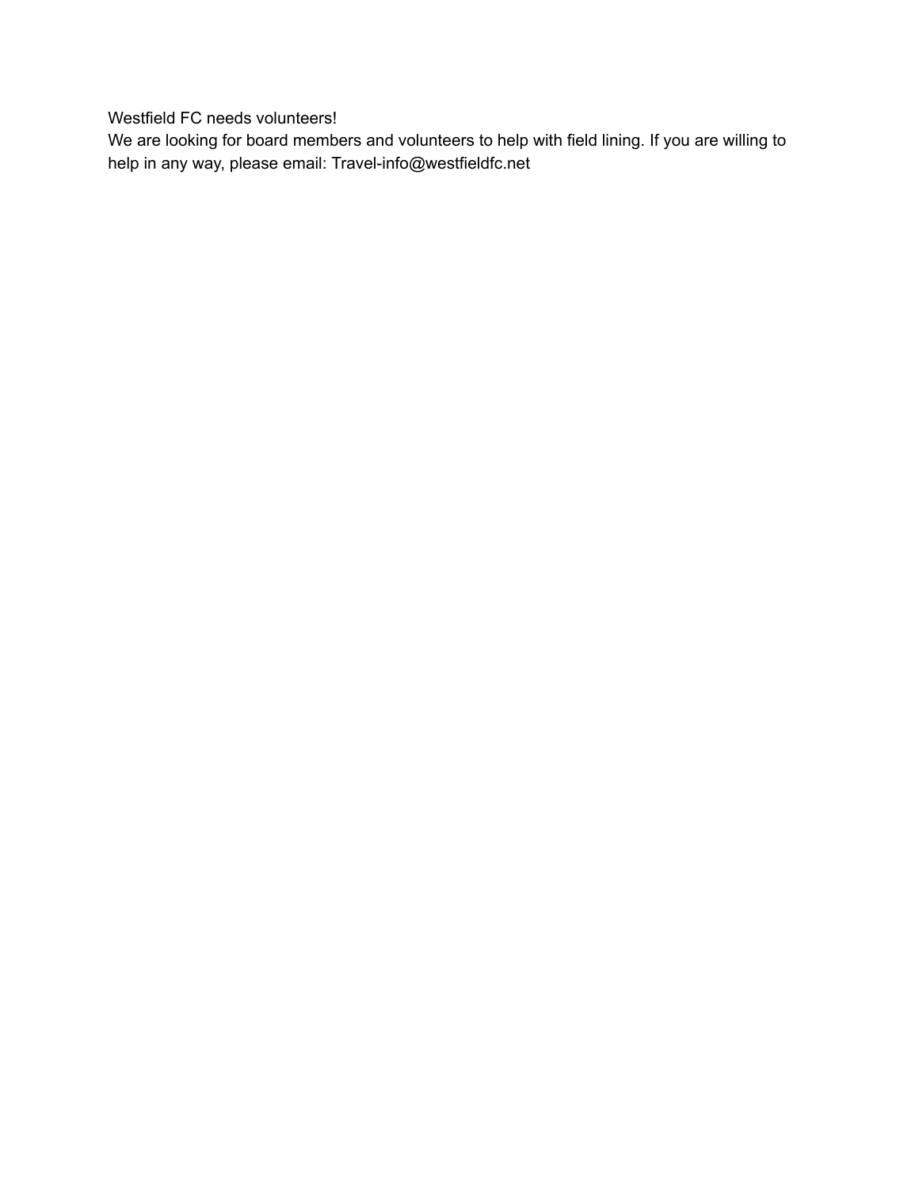Westfield FC needs volunteers!
We are looking for board members and volunteers to help with field lining. If you are willing to help in any way, please email: Travel-info@westfieldfc.net